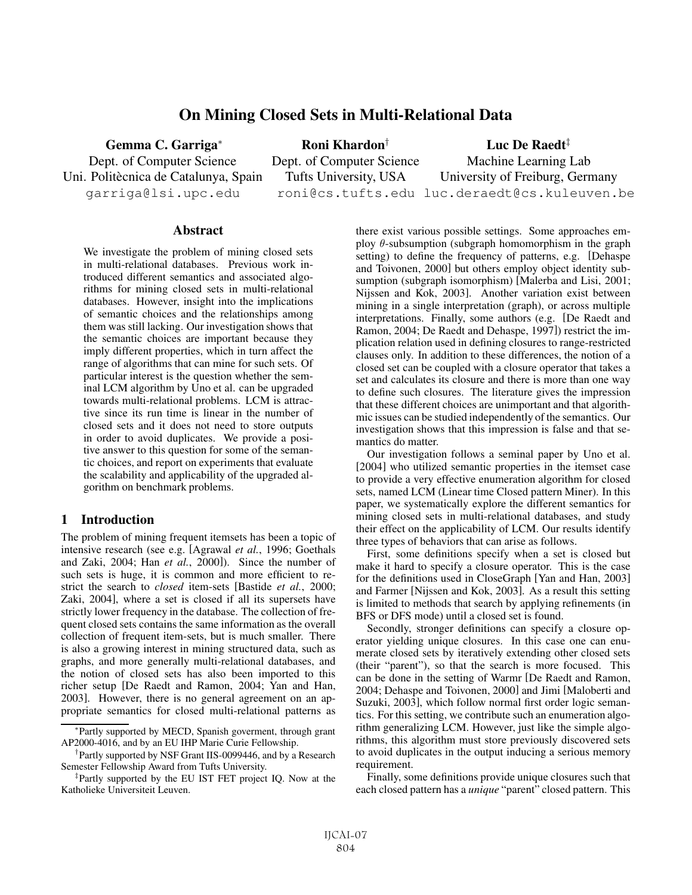# On Mining Closed Sets in Multi-Relational Data

**Gemma C. Garriga***
Dept. of Computer Science
Uni. Politècnica de Catalunya, Spain
garriga@lsi.upc.edu

**Roni Khardon†**
Dept. of Computer Science
Tufts University, USA
roni@cs.tufts.edu

**Luc De Raedt‡**
Machine Learning Lab
University of Freiburg, Germany
luc.deraedt@cs.kuleuven.be

## Abstract

We investigate the problem of mining closed sets in multi-relational databases. Previous work introduced different semantics and associated algorithms for mining closed sets in multi-relational databases. However, insight into the implications of semantic choices and the relationships among them was still lacking. Our investigation shows that the semantic choices are important because they imply different properties, which in turn affect the range of algorithms that can mine for such sets. Of particular interest is the question whether the seminal LCM algorithm by Uno et al. can be upgraded towards multi-relational problems. LCM is attractive since its run time is linear in the number of closed sets and it does not need to store outputs in order to avoid duplicates. We provide a positive answer to this question for some of the semantic choices, and report on experiments that evaluate the scalability and applicability of the upgraded algorithm on benchmark problems.

## 1 Introduction

The problem of mining frequent itemsets has been a topic of intensive research (see e.g. [Agrawal *et al.*, 1996; Goethals and Zaki, 2004; Han *et al.*, 2000]). Since the number of such sets is huge, it is common and more efficient to restrict the search to *closed* item-sets [Bastide *et al.*, 2000; Zaki, 2004], where a set is closed if all its supersets have strictly lower frequency in the database. The collection of frequent closed sets contains the same information as the overall collection of frequent item-sets, but is much smaller. There is also a growing interest in mining structured data, such as graphs, and more generally multi-relational databases, and the notion of closed sets has also been imported to this richer setup [De Raedt and Ramon, 2004; Yan and Han, 2003]. However, there is no general agreement on an appropriate semantics for closed multi-relational patterns as there exist various possible settings. Some approaches employ $\theta$-subsumption (subgraph homomorphism in the graph setting) to define the frequency of patterns, e.g. [Dehaspe and Toivonen, 2000] but others employ object identity subsumption (subgraph isomorphism) [Malerba and Lisi, 2001; Nijssen and Kok, 2003]. Another variation exist between mining in a single interpretation (graph), or across multiple interpretations. Finally, some authors (e.g. [De Raedt and Ramon, 2004; De Raedt and Dehaspe, 1997]) restrict the implication relation used in defining closures to range-restricted clauses only. In addition to these differences, the notion of a closed set can be coupled with a closure operator that takes a set and calculates its closure and there is more than one way to define such closures. The literature gives the impression that these different choices are unimportant and that algorithmic issues can be studied independently of the semantics. Our investigation shows that this impression is false and that semantics do matter.

Our investigation follows a seminal paper by Uno et al. [2004] who utilized semantic properties in the itemset case to provide a very effective enumeration algorithm for closed sets, named LCM (Linear time Closed pattern Miner). In this paper, we systematically explore the different semantics for mining closed sets in multi-relational databases, and study their effect on the applicability of LCM. Our results identify three types of behaviors that can arise as follows.

First, some definitions specify when a set is closed but make it hard to specify a closure operator. This is the case for the definitions used in CloseGraph [Yan and Han, 2003] and Farmer [Nijssen and Kok, 2003]. As a result this setting is limited to methods that search by applying refinements (in BFS or DFS mode) until a closed set is found.

Secondly, stronger definitions can specify a closure operator yielding unique closures. In this case one can enumerate closed sets by iteratively extending other closed sets (their "parent"), so that the search is more focused. This can be done in the setting of Warmr [De Raedt and Ramon, 2004; Dehaspe and Toivonen, 2000] and Jimi [Maloberti and Suzuki, 2003], which follow normal first order logic semantics. For this setting, we contribute such an enumeration algorithm generalizing LCM. However, just like the simple algorithms, this algorithm must store previously discovered sets to avoid duplicates in the output inducing a serious memory requirement.

Finally, some definitions provide unique closures such that each closed pattern has a *unique* "parent" closed pattern. This

*Partly supported by MECD, Spanish goverment, through grant AP2000-4016, and by an EU IHP Marie Curie Fellowship.

†Partly supported by NSF Grant IIS-0099446, and by a Research Semester Fellowship Award from Tufts University.

‡Partly supported by the EU IST FET project IQ. Now at the Katholieke Universiteit Leuven.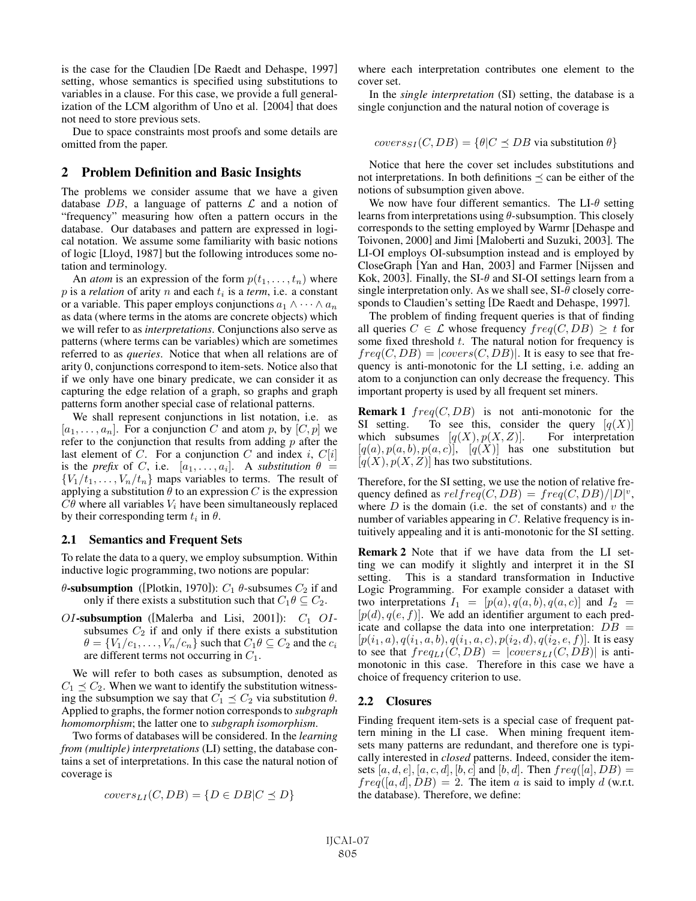is the case for the Claudien [De Raedt and Dehaspe, 1997] setting, whose semantics is specified using substitutions to variables in a clause. For this case, we provide a full generalization of the LCM algorithm of Uno et al. [2004] that does not need to store previous sets.

Due to space constraints most proofs and some details are omitted from the paper.

## 2 Problem Definition and Basic Insights

The problems we consider assume that we have a given database $DB$, a language of patterns $\mathcal{L}$ and a notion of "frequency" measuring how often a pattern occurs in the database. Our databases and pattern are expressed in logical notation. We assume some familiarity with basic notions of logic [Lloyd, 1987] but the following introduces some notation and terminology.

An *atom* is an expression of the form $p(t_1, \ldots, t_n)$ where $p$ is a *relation* of arity $n$ and each $t_i$ is a *term*, i.e. a constant or a variable. This paper employs conjunctions $a_1 \wedge \cdots \wedge a_n$ as data (where terms in the atoms are concrete objects) which we will refer to as *interpretations*. Conjunctions also serve as patterns (where terms can be variables) which are sometimes referred to as *queries*. Notice that when all relations are of arity 0, conjunctions correspond to item-sets. Notice also that if we only have one binary predicate, we can consider it as capturing the edge relation of a graph, so graphs and graph patterns form another special case of relational patterns.

We shall represent conjunctions in list notation, i.e. as $[a_1, \ldots, a_n]$. For a conjunction $C$ and atom $p$, by $[C, p]$ we refer to the conjunction that results from adding $p$ after the last element of $C$. For a conjunction $C$ and index $i$, $C[i]$ is the *prefix* of $C$, i.e. $[a_1, \ldots, a_i]$. A *substitution* $\theta = \{V_1/t_1, \ldots, V_n/t_n\}$ maps variables to terms. The result of applying a substitution $\theta$ to an expression $C$ is the expression $C\theta$ where all variables $V_i$ have been simultaneously replaced by their corresponding term $t_i$ in $\theta$.

### 2.1 Semantics and Frequent Sets

To relate the data to a query, we employ subsumption. Within inductive logic programming, two notions are popular:

$\theta$-**subsumption** ([Plotkin, 1970]): $C_1$ $\theta$-subsumes $C_2$ if and only if there exists a substitution such that $C_1\theta \subseteq C_2$.

$OI$-**subsumption** ([Malerba and Lisi, 2001]): $C_1$ $OI$-subsumes $C_2$ if and only if there exists a substitution $\theta = \{V_1/c_1, \ldots, V_n/c_n\}$ such that $C_1\theta \subseteq C_2$ and the $c_i$ are different terms not occurring in $C_1$.

We will refer to both cases as subsumption, denoted as $C_1 \preceq C_2$. When we want to identify the substitution witnessing the subsumption we say that $C_1 \preceq C_2$ via substitution $\theta$. Applied to graphs, the former notion corresponds to *subgraph homomorphism*; the latter one to *subgraph isomorphism*.

Two forms of databases will be considered. In the *learning from (multiple) interpretations* (LI) setting, the database contains a set of interpretations. In this case the natural notion of coverage is

$$covers_{LI}(C, DB) = \{D \in DB | C \preceq D\}$$

where each interpretation contributes one element to the cover set.

In the *single interpretation* (SI) setting, the database is a single conjunction and the natural notion of coverage is

$$covers_{SI}(C, DB) = \{\theta | C \preceq DB \text{ via substitution } \theta\}$$

Notice that here the cover set includes substitutions and not interpretations. In both definitions $\preceq$ can be either of the notions of subsumption given above.

We now have four different semantics. The LI-$\theta$ setting learns from interpretations using $\theta$-subsumption. This closely corresponds to the setting employed by Warmr [Dehaspe and Toivonen, 2000] and Jimi [Maloberti and Suzuki, 2003]. The LI-OI employs OI-subsumption instead and is employed by CloseGraph [Yan and Han, 2003] and Farmer [Nijssen and Kok, 2003]. Finally, the SI-$\theta$ and SI-OI settings learn from a single interpretation only. As we shall see, SI-$\theta$ closely corresponds to Claudien's setting [De Raedt and Dehaspe, 1997].

The problem of finding frequent queries is that of finding all queries $C \in \mathcal{L}$ whose frequency $freq(C, DB) \geq t$ for some fixed threshold $t$. The natural notion for frequency is $freq(C, DB) = |covers(C, DB)|$. It is easy to see that frequency is anti-monotonic for the LI setting, i.e. adding an atom to a conjunction can only decrease the frequency. This important property is used by all frequent set miners.

**Remark 1** $freq(C, DB)$ is not anti-monotonic for the SI setting. To see this, consider the query $[q(X)]$ which subsumes $[q(X), p(X, Z)]$. For interpretation $[q(a), p(a, b), p(a, c)]$, $[q(X)]$ has one substitution but $[q(X), p(X, Z)]$ has two substitutions.

Therefore, for the SI setting, we use the notion of relative frequency defined as $relfreq(C, DB) = freq(C, DB)/|D|^v$, where $D$ is the domain (i.e. the set of constants) and $v$ the number of variables appearing in $C$. Relative frequency is intuitively appealing and it is anti-monotonic for the SI setting.

**Remark 2** Note that if we have data from the LI setting we can modify it slightly and interpret it in the SI setting. This is a standard transformation in Inductive Logic Programming. For example consider a dataset with two interpretations $I_1 = [p(a), q(a, b), q(a, c)]$ and $I_2 = [p(d), q(e, f)]$. We add an identifier argument to each predicate and collapse the data into one interpretation: $DB = [p(i_1, a), q(i_1, a, b), q(i_1, a, c), p(i_2, d), q(i_2, e, f)]$. It is easy to see that $freq_{LI}(C, DB) = |covers_{LI}(C, DB)|$ is anti-monotonic in this case. Therefore in this case we have a choice of frequency criterion to use.

### 2.2 Closures

Finding frequent item-sets is a special case of frequent pattern mining in the LI case. When mining frequent item-sets many patterns are redundant, and therefore one is typically interested in *closed* patterns. Indeed, consider the item-sets $[a, d, e]$, $[a, c, d]$, $[b, c]$ and $[b, d]$. Then $freq([a], DB) = freq([a, d], DB) = 2$. The item $a$ is said to imply $d$ (w.r.t. the database). Therefore, we define: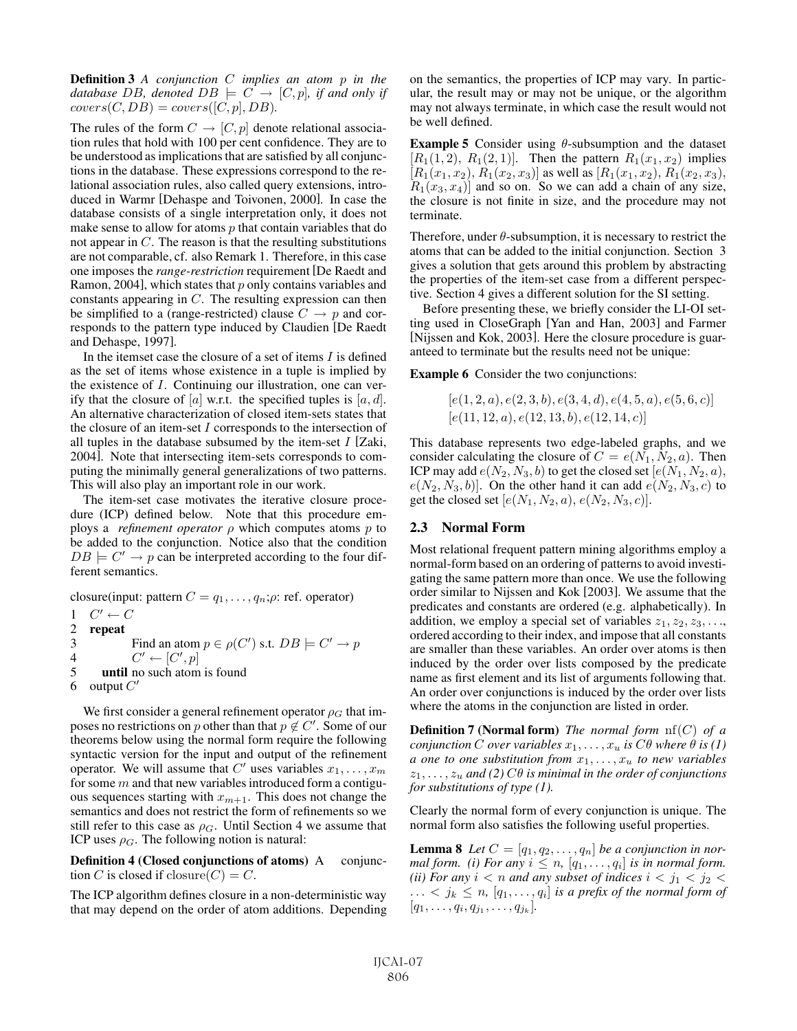**Definition 3** *A conjunction $C$ implies an atom $p$ in the database $DB$, denoted $DB \models C \rightarrow [C,p]$, if and only if $covers(C, DB) = covers([C,p], DB)$.*

The rules of the form $C \rightarrow [C,p]$ denote relational association rules that hold with 100 per cent confidence. They are to be understood as implications that are satisfied by all conjunctions in the database. These expressions correspond to the relational association rules, also called query extensions, introduced in Warmr [Dehaspe and Toivonen, 2000]. In case the database consists of a single interpretation only, it does not make sense to allow for atoms $p$ that contain variables that do not appear in $C$. The reason is that the resulting substitutions are not comparable, cf. also Remark 1. Therefore, in this case one imposes the *range-restriction* requirement [De Raedt and Ramon, 2004], which states that $p$ only contains variables and constants appearing in $C$. The resulting expression can then be simplified to a (range-restricted) clause $C \rightarrow p$ and corresponds to the pattern type induced by Claudien [De Raedt and Dehaspe, 1997].

In the itemset case the closure of a set of items $I$ is defined as the set of items whose existence in a tuple is implied by the existence of $I$. Continuing our illustration, one can verify that the closure of $[a]$ w.r.t. the specified tuples is $[a, d]$. An alternative characterization of closed item-sets states that the closure of an item-set $I$ corresponds to the intersection of all tuples in the database subsumed by the item-set $I$ [Zaki, 2004]. Note that intersecting item-sets corresponds to computing the minimally general generalizations of two patterns. This will also play an important role in our work.

The item-set case motivates the iterative closure procedure (ICP) defined below. Note that this procedure employs a *refinement operator* $\rho$ which computes atoms $p$ to be added to the conjunction. Notice also that the condition $DB \models C' \rightarrow p$ can be interpreted according to the four different semantics.

closure(input: pattern $C = q_1, \ldots, q_n$;$\rho$: ref. operator)

```
1  C' ← C
2  repeat
3        Find an atom p ∈ ρ(C') s.t. DB ⊨ C' → p
4        C' ← [C', p]
5     until no such atom is found
6  output C'
```

We first consider a general refinement operator $\rho_G$ that imposes no restrictions on $p$ other than that $p \notin C'$. Some of our theorems below using the normal form require the following syntactic version for the input and output of the refinement operator. We will assume that $C'$ uses variables $x_1, \ldots, x_m$ for some $m$ and that new variables introduced form a contiguous sequences starting with $x_{m+1}$. This does not change the semantics and does not restrict the form of refinements so we still refer to this case as $\rho_G$. Until Section 4 we assume that ICP uses $\rho_G$. The following notion is natural:

**Definition 4 (Closed conjunctions of atoms)** A conjunction $C$ is closed if $\text{closure}(C) = C$.

The ICP algorithm defines closure in a non-deterministic way that may depend on the order of atom additions. Depending on the semantics, the properties of ICP may vary. In particular, the result may or may not be unique, or the algorithm may not always terminate, in which case the result would not be well defined.

**Example 5** Consider using $\theta$-subsumption and the dataset $[R_1(1,2),\ R_1(2,1)]$. Then the pattern $R_1(x_1, x_2)$ implies $[R_1(x_1, x_2),\ R_1(x_2, x_3)]$ as well as $[R_1(x_1, x_2),\ R_1(x_2, x_3),\ R_1(x_3, x_4)]$ and so on. So we can add a chain of any size, the closure is not finite in size, and the procedure may not terminate.

Therefore, under $\theta$-subsumption, it is necessary to restrict the atoms that can be added to the initial conjunction. Section 3 gives a solution that gets around this problem by abstracting the properties of the item-set case from a different perspective. Section 4 gives a different solution for the SI setting.

Before presenting these, we briefly consider the LI-OI setting used in CloseGraph [Yan and Han, 2003] and Farmer [Nijssen and Kok, 2003]. Here the closure procedure is guaranteed to terminate but the results need not be unique:

**Example 6** Consider the two conjunctions:

$$[e(1,2,a), e(2,3,b), e(3,4,d), e(4,5,a), e(5,6,c)]$$
$$[e(11,12,a), e(12,13,b), e(12,14,c)]$$

This database represents two edge-labeled graphs, and we consider calculating the closure of $C = e(N_1, N_2, a)$. Then ICP may add $e(N_2, N_3, b)$ to get the closed set $[e(N_1, N_2, a),\ e(N_2, N_3, b)]$. On the other hand it can add $e(N_2, N_3, c)$ to get the closed set $[e(N_1, N_2, a),\ e(N_2, N_3, c)]$.

## 2.3 Normal Form

Most relational frequent pattern mining algorithms employ a normal-form based on an ordering of patterns to avoid investigating the same pattern more than once. We use the following order similar to Nijssen and Kok [2003]. We assume that the predicates and constants are ordered (e.g. alphabetically). In addition, we employ a special set of variables $z_1, z_2, z_3, \ldots$, ordered according to their index, and impose that all constants are smaller than these variables. An order over atoms is then induced by the order over lists composed by the predicate name as first element and its list of arguments following that. An order over conjunctions is induced by the order over lists where the atoms in the conjunction are listed in order.

**Definition 7 (Normal form)** *The normal form $\text{nf}(C)$ of a conjunction $C$ over variables $x_1, \ldots, x_u$ is $C\theta$ where $\theta$ is (1) a one to one substitution from $x_1, \ldots, x_u$ to new variables $z_1, \ldots, z_u$ and (2) $C\theta$ is minimal in the order of conjunctions for substitutions of type (1).*

Clearly the normal form of every conjunction is unique. The normal form also satisfies the following useful properties.

**Lemma 8** *Let $C = [q_1, q_2, \ldots, q_n]$ be a conjunction in normal form. (i) For any $i \leq n$, $[q_1, \ldots, q_i]$ is in normal form. (ii) For any $i < n$ and any subset of indices $i < j_1 < j_2 < \ldots < j_k \leq n$, $[q_1, \ldots, q_i]$ is a prefix of the normal form of $[q_1, \ldots, q_i, q_{j_1}, \ldots, q_{j_k}]$.*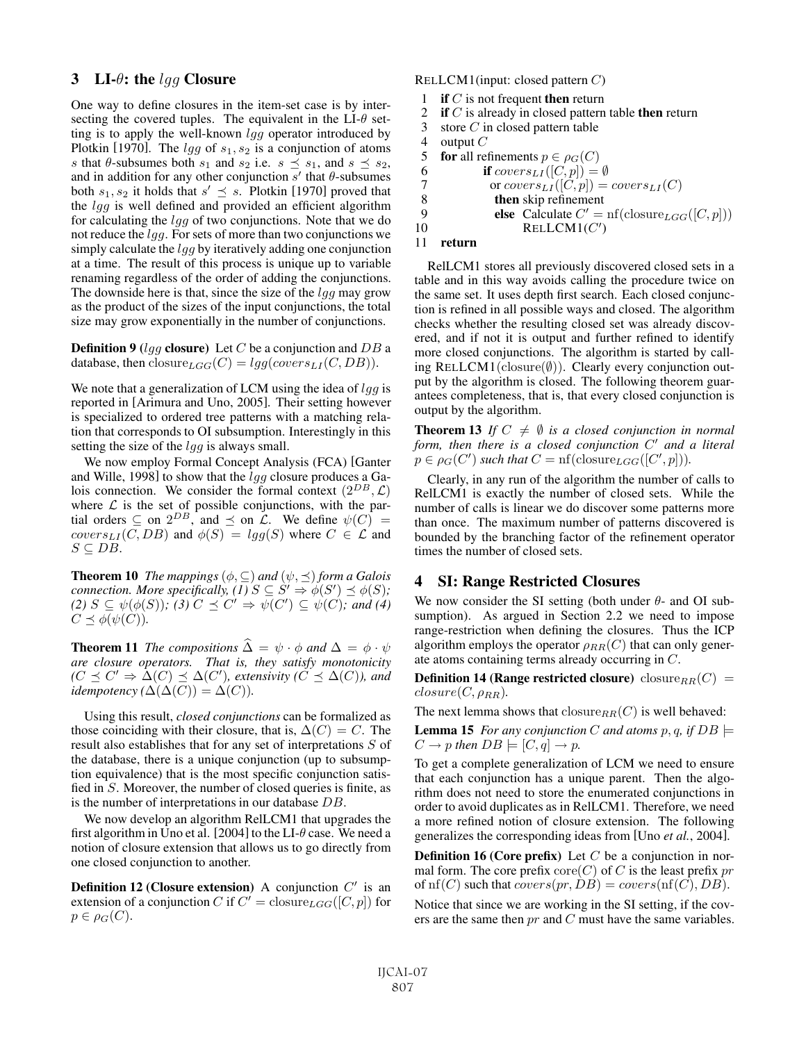## 3 LI-$\theta$: the $lgg$ Closure

One way to define closures in the item-set case is by intersecting the covered tuples. The equivalent in the LI-$\theta$ setting is to apply the well-known $lgg$ operator introduced by Plotkin [1970]. The $lgg$ of $s_1, s_2$ is a conjunction of atoms $s$ that $\theta$-subsumes both $s_1$ and $s_2$ i.e. $s \preceq s_1$, and $s \preceq s_2$, and in addition for any other conjunction $s'$ that $\theta$-subsumes both $s_1, s_2$ it holds that $s' \preceq s$. Plotkin [1970] proved that the $lgg$ is well defined and provided an efficient algorithm for calculating the $lgg$ of two conjunctions. Note that we do not reduce the $lgg$. For sets of more than two conjunctions we simply calculate the $lgg$ by iteratively adding one conjunction at a time. The result of this process is unique up to variable renaming regardless of the order of adding the conjunctions. The downside here is that, since the size of the $lgg$ may grow as the product of the sizes of the input conjunctions, the total size may grow exponentially in the number of conjunctions.

**Definition 9 ($lgg$ closure)** Let $C$ be a conjunction and $DB$ a database, then $\mathrm{closure}_{LGG}(C) = lgg(covers_{LI}(C, DB))$.

We note that a generalization of LCM using the idea of $lgg$ is reported in [Arimura and Uno, 2005]. Their setting however is specialized to ordered tree patterns with a matching relation that corresponds to OI subsumption. Interestingly in this setting the size of the $lgg$ is always small.

We now employ Formal Concept Analysis (FCA) [Ganter and Wille, 1998] to show that the $lgg$ closure produces a Galois connection. We consider the formal context $(2^{DB}, \mathcal{L})$ where $\mathcal{L}$ is the set of possible conjunctions, with the partial orders $\subseteq$ on $2^{DB}$, and $\preceq$ on $\mathcal{L}$. We define $\psi(C) = covers_{LI}(C, DB)$ and $\phi(S) = lgg(S)$ where $C \in \mathcal{L}$ and $S \subseteq DB$.

**Theorem 10** *The mappings $(\phi, \subseteq)$ and $(\psi, \preceq)$ form a Galois connection. More specifically, (1) $S \subseteq S' \Rightarrow \phi(S') \preceq \phi(S)$; (2) $S \subseteq \psi(\phi(S))$; (3) $C \preceq C' \Rightarrow \psi(C') \subseteq \psi(C)$; and (4) $C \preceq \phi(\psi(C))$.*

**Theorem 11** *The compositions $\widehat{\Delta} = \psi \cdot \phi$ and $\Delta = \phi \cdot \psi$ are closure operators. That is, they satisfy monotonicity ($C \preceq C' \Rightarrow \Delta(C) \preceq \Delta(C')$, extensivity ($C \preceq \Delta(C)$), and idempotency ($\Delta(\Delta(C)) = \Delta(C)$).*

Using this result, *closed conjunctions* can be formalized as those coinciding with their closure, that is, $\Delta(C) = C$. The result also establishes that for any set of interpretations $S$ of the database, there is a unique conjunction (up to subsumption equivalence) that is the most specific conjunction satisfied in $S$. Moreover, the number of closed queries is finite, as is the number of interpretations in our database $DB$.

We now develop an algorithm RelLCM1 that upgrades the first algorithm in Uno et al. [2004] to the LI-$\theta$ case. We need a notion of closure extension that allows us to go directly from one closed conjunction to another.

**Definition 12 (Closure extension)** A conjunction $C'$ is an extension of a conjunction $C$ if $C' = \mathrm{closure}_{LGG}([C, p])$ for $p \in \rho_G(C)$.

RELLCM1(input: closed pattern $C$)

```
1   if C is not frequent then return
2   if C is already in closed pattern table then return
3   store C in closed pattern table
4   output C
5   for all refinements p ∈ ρ_G(C)
6         if covers_LI([C, p]) = ∅
7           or covers_LI([C, p]) = covers_LI(C)
8             then skip refinement
9             else Calculate C' = nf(closure_LGG([C, p]))
10                  RELLCM1(C')
11  return
```

RelLCM1 stores all previously discovered closed sets in a table and in this way avoids calling the procedure twice on the same set. It uses depth first search. Each closed conjunction is refined in all possible ways and closed. The algorithm checks whether the resulting closed set was already discovered, and if not it is output and further refined to identify more closed conjunctions. The algorithm is started by calling RELLCM1($\mathrm{closure}(\emptyset)$). Clearly every conjunction output by the algorithm is closed. The following theorem guarantees completeness, that is, that every closed conjunction is output by the algorithm.

**Theorem 13** *If $C \neq \emptyset$ is a closed conjunction in normal form, then there is a closed conjunction $C'$ and a literal $p \in \rho_G(C')$ such that $C = \mathrm{nf}(\mathrm{closure}_{LGG}([C', p]))$.*

Clearly, in any run of the algorithm the number of calls to RelLCM1 is exactly the number of closed sets. While the number of calls is linear we do discover some patterns more than once. The maximum number of patterns discovered is bounded by the branching factor of the refinement operator times the number of closed sets.

## 4 SI: Range Restricted Closures

We now consider the SI setting (both under $\theta$- and OI subsumption). As argued in Section 2.2 we need to impose range-restriction when defining the closures. Thus the ICP algorithm employs the operator $\rho_{RR}(C)$ that can only generate atoms containing terms already occurring in $C$.

**Definition 14 (Range restricted closure)** $\mathrm{closure}_{RR}(C) = closure(C, \rho_{RR})$.

The next lemma shows that $\mathrm{closure}_{RR}(C)$ is well behaved:

**Lemma 15** *For any conjunction $C$ and atoms $p, q$, if $DB \models C \rightarrow p$ then $DB \models [C, q] \rightarrow p$.*

To get a complete generalization of LCM we need to ensure that each conjunction has a unique parent. Then the algorithm does not need to store the enumerated conjunctions in order to avoid duplicates as in RelLCM1. Therefore, we need a more refined notion of closure extension. The following generalizes the corresponding ideas from [Uno *et al.*, 2004].

**Definition 16 (Core prefix)** Let $C$ be a conjunction in normal form. The core prefix $\mathrm{core}(C)$ of $C$ is the least prefix $pr$ of $\mathrm{nf}(C)$ such that $covers(pr, DB) = covers(\mathrm{nf}(C), DB)$.

Notice that since we are working in the SI setting, if the covers are the same then $pr$ and $C$ must have the same variables.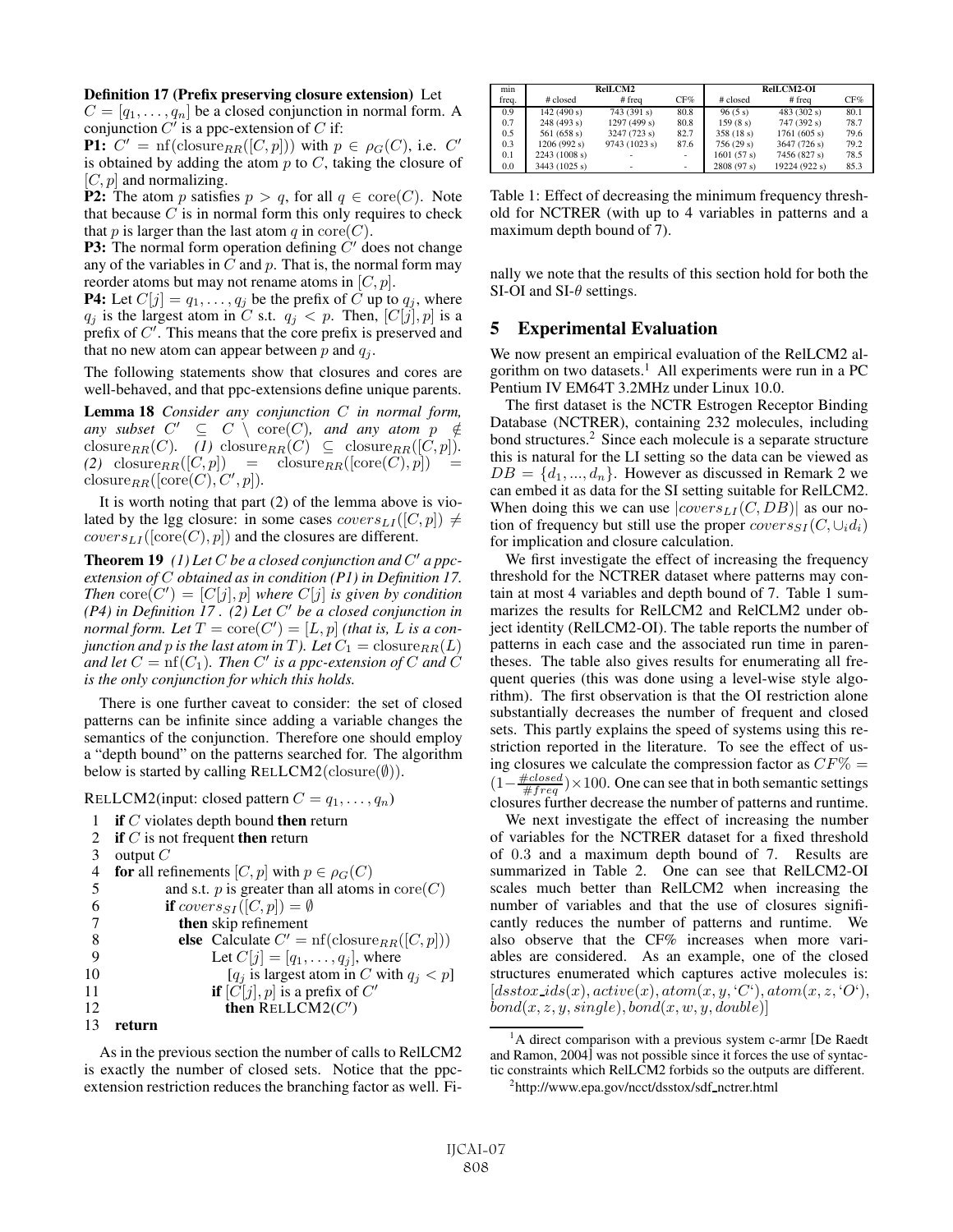**Definition 17 (Prefix preserving closure extension)** Let $C = [q_1, \ldots, q_n]$ be a closed conjunction in normal form. A conjunction $C'$ is a ppc-extension of $C$ if:

**P1:** $C' = \mathrm{nf}(\mathrm{closure}_{RR}([C, p]))$ with $p \in \rho_G(C)$, i.e. $C'$ is obtained by adding the atom $p$ to $C$, taking the closure of $[C, p]$ and normalizing.

**P2:** The atom $p$ satisfies $p > q$, for all $q \in \mathrm{core}(C)$. Note that because $C$ is in normal form this only requires to check that $p$ is larger than the last atom $q$ in $\mathrm{core}(C)$.

**P3:** The normal form operation defining $C'$ does not change any of the variables in $C$ and $p$. That is, the normal form may reorder atoms but may not rename atoms in $[C, p]$.

**P4:** Let $C[j] = q_1, \ldots, q_j$ be the prefix of $C$ up to $q_j$, where $q_j$ is the largest atom in $C$ s.t. $q_j < p$. Then, $[C[j], p]$ is a prefix of $C'$. This means that the core prefix is preserved and that no new atom can appear between $p$ and $q_j$.

The following statements show that closures and cores are well-behaved, and that ppc-extensions define unique parents.

**Lemma 18** *Consider any conjunction $C$ in normal form, any subset $C' \subseteq C \setminus \mathrm{core}(C)$, and any atom $p \notin \mathrm{closure}_{RR}(C)$. (1) $\mathrm{closure}_{RR}(C) \subseteq \mathrm{closure}_{RR}([C, p])$. (2) $\mathrm{closure}_{RR}([C, p]) = \mathrm{closure}_{RR}([\mathrm{core}(C), p]) = \mathrm{closure}_{RR}([\mathrm{core}(C), C', p])$.*

It is worth noting that part (2) of the lemma above is violated by the lgg closure: in some cases $covers_{LI}([C, p]) \neq covers_{LI}([\mathrm{core}(C), p])$ and the closures are different.

**Theorem 19** *(1) Let $C$ be a closed conjunction and $C'$ a ppc-extension of $C$ obtained as in condition (P1) in Definition 17. Then $\mathrm{core}(C') = [C[j], p]$ where $C[j]$ is given by condition (P4) in Definition 17 . (2) Let $C'$ be a closed conjunction in normal form. Let $T = \mathrm{core}(C') = [L, p]$ (that is, $L$ is a conjunction and $p$ is the last atom in $T$). Let $C_1 = \mathrm{closure}_{RR}(L)$ and let $C = \mathrm{nf}(C_1)$. Then $C'$ is a ppc-extension of $C$ and $C$ is the only conjunction for which this holds.*

There is one further caveat to consider: the set of closed patterns can be infinite since adding a variable changes the semantics of the conjunction. Therefore one should employ a "depth bound" on the patterns searched for. The algorithm below is started by calling RELLCM2(closure($\emptyset$)).

RELLCM2(input: closed pattern $C = q_1, \ldots, q_n$)

```
1   if C violates depth bound then return
2   if C is not frequent then return
3   output C
4   for all refinements [C, p] with p ∈ ρ_G(C)
5           and s.t. p is greater than all atoms in core(C)
6           if covers_SI([C, p]) = ∅
7             then skip refinement
8             else  Calculate C' = nf(closure_RR([C, p]))
9                   Let C[j] = [q_1, ..., q_j], where
10                    [q_j is largest atom in C with q_j < p]
11                  if [C[j], p] is a prefix of C'
12                    then RELLCM2(C')
13  return
```

As in the previous section the number of calls to RelLCM2 is exactly the number of closed sets. Notice that the ppc-extension restriction reduces the branching factor as well. Finally we note that the results of this section hold for both the SI-OI and SI-$\theta$ settings.

| min | RelLCM2 | | | RelLCM2-OI | | |
|---|---|---|---|---|---|---|
| freq. | # closed | # freq | CF% | # closed | # freq | CF% |
| 0.9 | 142 (490 s) | 743 (391 s) | 80.8 | 96 (5 s) | 483 (302 s) | 80.1 |
| 0.7 | 248 (493 s) | 1297 (499 s) | 80.8 | 159 (8 s) | 747 (392 s) | 78.7 |
| 0.5 | 561 (658 s) | 3247 (723 s) | 82.7 | 358 (18 s) | 1761 (605 s) | 79.6 |
| 0.3 | 1206 (992 s) | 9743 (1023 s) | 87.6 | 756 (29 s) | 3647 (726 s) | 79.2 |
| 0.1 | 2243 (1008 s) | - | - | 1601 (57 s) | 7456 (827 s) | 78.5 |
| 0.0 | 3443 (1025 s) | - | - | 2808 (97 s) | 19224 (922 s) | 85.3 |

Table 1: Effect of decreasing the minimum frequency threshold for NCTRER (with up to 4 variables in patterns and a maximum depth bound of 7).

## 5 Experimental Evaluation

We now present an empirical evaluation of the RelLCM2 algorithm on two datasets.[1] All experiments were run in a PC Pentium IV EM64T 3.2MHz under Linux 10.0.

The first dataset is the NCTR Estrogen Receptor Binding Database (NCTRER), containing 232 molecules, including bond structures.[2] Since each molecule is a separate structure this is natural for the LI setting so the data can be viewed as $DB = \{d_1, ..., d_n\}$. However as discussed in Remark 2 we can embed it as data for the SI setting suitable for RelLCM2. When doing this we can use $|covers_{LI}(C, DB)|$ as our notion of frequency but still use the proper $covers_{SI}(C, \cup_i d_i)$ for implication and closure calculation.

We first investigate the effect of increasing the frequency threshold for the NCTRER dataset where patterns may contain at most 4 variables and depth bound of 7. Table 1 summarizes the results for RelLCM2 and RelCLM2 under object identity (RelLCM2-OI). The table reports the number of patterns in each case and the associated run time in parentheses. The table also gives results for enumerating all frequent queries (this was done using a level-wise style algorithm). The first observation is that the OI restriction alone substantially decreases the number of frequent and closed sets. This partly explains the speed of systems using this restriction reported in the literature. To see the effect of using closures we calculate the compression factor as $CF\% = (1 - \frac{\#closed}{\#freq}) \times 100$. One can see that in both semantic settings closures further decrease the number of patterns and runtime.

We next investigate the effect of increasing the number of variables for the NCTRER dataset for a fixed threshold of 0.3 and a maximum depth bound of 7. Results are summarized in Table 2. One can see that RelLCM2-OI scales much better than RelLCM2 when increasing the number of variables and that the use of closures significantly reduces the number of patterns and runtime. We also observe that the CF% increases when more variables are considered. As an example, one of the closed structures enumerated which captures active molecules is: $[dsstox\_ids(x), active(x), atom(x, y, \text{'}C\text{'}), atom(x, z, \text{'}O\text{'}), bond(x, z, y, single), bond(x, w, y, double)]$

[1] A direct comparison with a previous system c-armr [De Raedt and Ramon, 2004] was not possible since it forces the use of syntactic constraints which RelLCM2 forbids so the outputs are different.

[2] http://www.epa.gov/ncct/dsstox/sdf_nctrer.html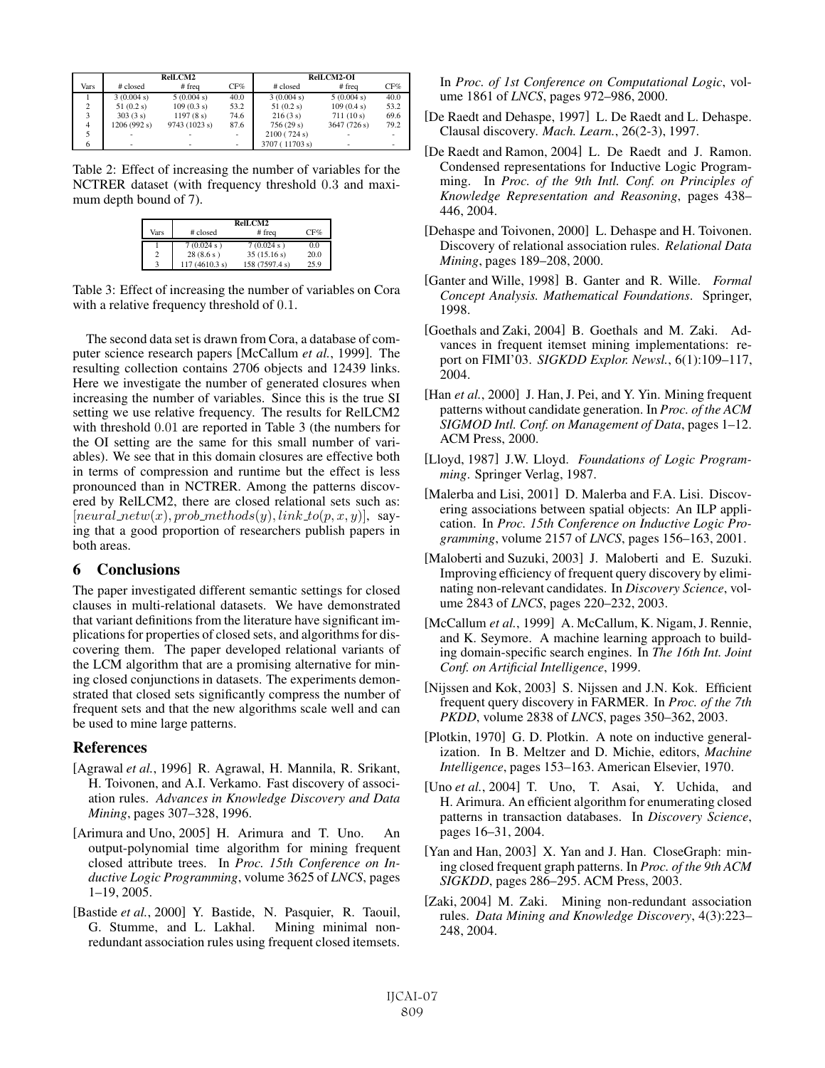| | RelLCM2 | | | RelLCM2-OI | | |
|---|---|---|---|---|---|---|
| Vars | # closed | # freq | CF% | # closed | # freq | CF% |
| 1 | 3 (0.004 s) | 5 (0.004 s) | 40.0 | 3 (0.004 s) | 5 (0.004 s) | 40.0 |
| 2 | 51 (0.2 s) | 109 (0.3 s) | 53.2 | 51 (0.2 s) | 109 (0.4 s) | 53.2 |
| 3 | 303 (3 s) | 1197 (8 s) | 74.6 | 216 (3 s) | 711 (10 s) | 69.6 |
| 4 | 1206 (992 s) | 9743 (1023 s) | 87.6 | 756 (29 s) | 3647 (726 s) | 79.2 |
| 5 | - | - | - | 2100 ( 724 s) | - | - |
| 6 | - | - | - | 3707 ( 11703 s) | - | - |

Table 2: Effect of increasing the number of variables for the NCTRER dataset (with frequency threshold 0.3 and maximum depth bound of 7).

| | RelLCM2 | | |
|---|---|---|---|
| Vars | # closed | # freq | CF% |
| 1 | 7 (0.024 s ) | 7 (0.024 s ) | 0.0 |
| 2 | 28 (8.6 s ) | 35 (15.16 s) | 20.0 |
| 3 | 117 (4610.3 s) | 158 (7597.4 s) | 25.9 |

Table 3: Effect of increasing the number of variables on Cora with a relative frequency threshold of 0.1.

The second data set is drawn from Cora, a database of computer science research papers [McCallum *et al.*, 1999]. The resulting collection contains 2706 objects and 12439 links. Here we investigate the number of generated closures when increasing the number of variables. Since this is the true SI setting we use relative frequency. The results for RelLCM2 with threshold 0.01 are reported in Table 3 (the numbers for the OI setting are the same for this small number of variables). We see that in this domain closures are effective both in terms of compression and runtime but the effect is less pronounced than in NCTRER. Among the patterns discovered by RelLCM2, there are closed relational sets such as: $[neural\_netw(x), prob\_methods(y), link\_to(p, x, y)]$, saying that a good proportion of researchers publish papers in both areas.

## 6 Conclusions

The paper investigated different semantic settings for closed clauses in multi-relational datasets. We have demonstrated that variant definitions from the literature have significant implications for properties of closed sets, and algorithms for discovering them. The paper developed relational variants of the LCM algorithm that are a promising alternative for mining closed conjunctions in datasets. The experiments demonstrated that closed sets significantly compress the number of frequent sets and that the new algorithms scale well and can be used to mine large patterns.

## References

[Agrawal *et al.*, 1996] R. Agrawal, H. Mannila, R. Srikant, H. Toivonen, and A.I. Verkamo. Fast discovery of association rules. *Advances in Knowledge Discovery and Data Mining*, pages 307–328, 1996.

[Arimura and Uno, 2005] H. Arimura and T. Uno. An output-polynomial time algorithm for mining frequent closed attribute trees. In *Proc. 15th Conference on Inductive Logic Programming*, volume 3625 of *LNCS*, pages 1–19, 2005.

[Bastide *et al.*, 2000] Y. Bastide, N. Pasquier, R. Taouil, G. Stumme, and L. Lakhal. Mining minimal non-redundant association rules using frequent closed itemsets. In *Proc. of 1st Conference on Computational Logic*, volume 1861 of *LNCS*, pages 972–986, 2000.

[De Raedt and Dehaspe, 1997] L. De Raedt and L. Dehaspe. Clausal discovery. *Mach. Learn.*, 26(2-3), 1997.

[De Raedt and Ramon, 2004] L. De Raedt and J. Ramon. Condensed representations for Inductive Logic Programming. In *Proc. of the 9th Intl. Conf. on Principles of Knowledge Representation and Reasoning*, pages 438–446, 2004.

[Dehaspe and Toivonen, 2000] L. Dehaspe and H. Toivonen. Discovery of relational association rules. *Relational Data Mining*, pages 189–208, 2000.

[Ganter and Wille, 1998] B. Ganter and R. Wille. *Formal Concept Analysis. Mathematical Foundations*. Springer, 1998.

[Goethals and Zaki, 2004] B. Goethals and M. Zaki. Advances in frequent itemset mining implementations: report on FIMI'03. *SIGKDD Explor. Newsl.*, 6(1):109–117, 2004.

[Han *et al.*, 2000] J. Han, J. Pei, and Y. Yin. Mining frequent patterns without candidate generation. In *Proc. of the ACM SIGMOD Intl. Conf. on Management of Data*, pages 1–12. ACM Press, 2000.

[Lloyd, 1987] J.W. Lloyd. *Foundations of Logic Programming*. Springer Verlag, 1987.

[Malerba and Lisi, 2001] D. Malerba and F.A. Lisi. Discovering associations between spatial objects: An ILP application. In *Proc. 15th Conference on Inductive Logic Programming*, volume 2157 of *LNCS*, pages 156–163, 2001.

[Maloberti and Suzuki, 2003] J. Maloberti and E. Suzuki. Improving efficiency of frequent query discovery by eliminating non-relevant candidates. In *Discovery Science*, volume 2843 of *LNCS*, pages 220–232, 2003.

[McCallum *et al.*, 1999] A. McCallum, K. Nigam, J. Rennie, and K. Seymore. A machine learning approach to building domain-specific search engines. In *The 16th Int. Joint Conf. on Artificial Intelligence*, 1999.

[Nijssen and Kok, 2003] S. Nijssen and J.N. Kok. Efficient frequent query discovery in FARMER. In *Proc. of the 7th PKDD*, volume 2838 of *LNCS*, pages 350–362, 2003.

[Plotkin, 1970] G. D. Plotkin. A note on inductive generalization. In B. Meltzer and D. Michie, editors, *Machine Intelligence*, pages 153–163. American Elsevier, 1970.

[Uno *et al.*, 2004] T. Uno, T. Asai, Y. Uchida, and H. Arimura. An efficient algorithm for enumerating closed patterns in transaction databases. In *Discovery Science*, pages 16–31, 2004.

[Yan and Han, 2003] X. Yan and J. Han. CloseGraph: mining closed frequent graph patterns. In *Proc. of the 9th ACM SIGKDD*, pages 286–295. ACM Press, 2003.

[Zaki, 2004] M. Zaki. Mining non-redundant association rules. *Data Mining and Knowledge Discovery*, 4(3):223–248, 2004.